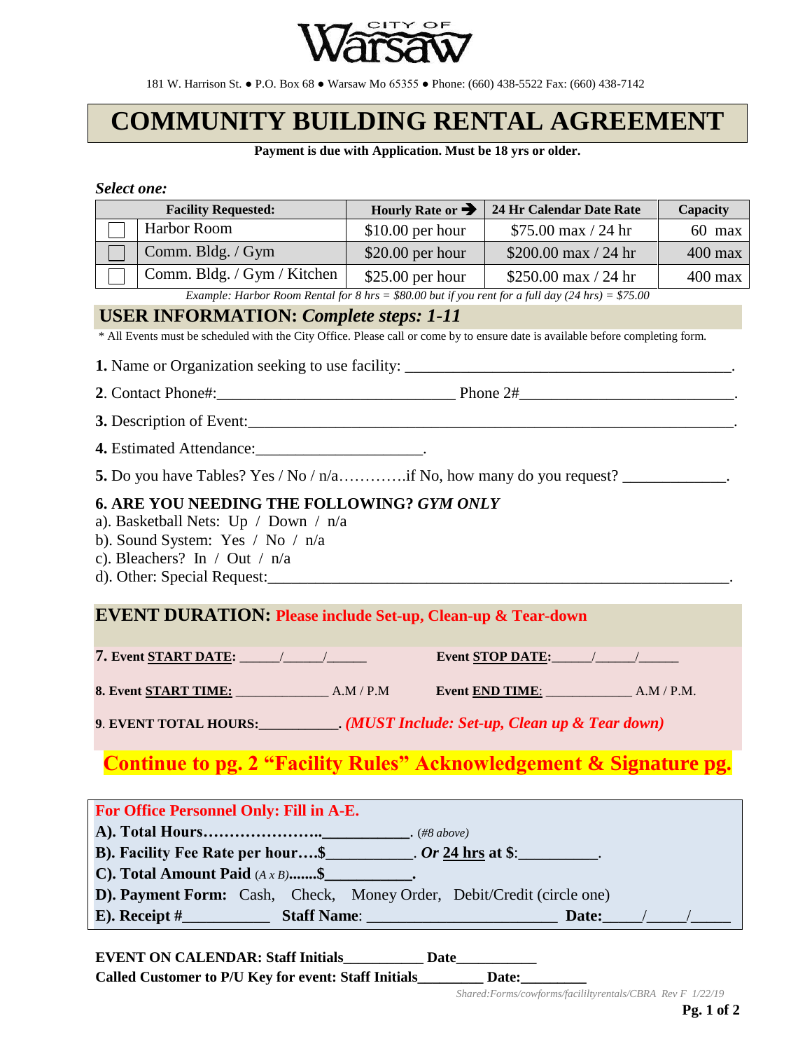CITY OF **Warsaw**

181 W. Harrison St. ● P.O. Box 68 ● Warsaw Mo 65355 ● Phone: (660) 438-5522 Fax: (660) 438-7142

# COMMUNITY BUILDING RENTAL AGREEMENT

**Payment is due with Application. Must be 18 yrs or older.**

***Select one:***

| | Facility Requested: | Hourly Rate or ➔ | 24 Hr Calendar Date Rate | Capacity |
|---|---|---|---|---|
| ☐ | Harbor Room | $10.00 per hour | $75.00 max / 24 hr | 60 max |
| ☐ | Comm. Bldg. / Gym | $20.00 per hour | $200.00 max / 24 hr | 400 max |
| ☐ | Comm. Bldg. / Gym / Kitchen | $25.00 per hour | $250.00 max / 24 hr | 400 max |

*Example: Harbor Room Rental for 8 hrs = $80.00 but if you rent for a full day (24 hrs) = $75.00*

## USER INFORMATION: *Complete steps: 1-11*

\* All Events must be scheduled with the City Office. Please call or come by to ensure date is available before completing form.

**1.** Name or Organization seeking to use facility: ________________________________________.

**2**. Contact Phone#:______________________________ Phone 2#___________________________.

**3.** Description of Event:_____________________________________________________________.

**4.** Estimated Attendance:_____________________.

**5.** Do you have Tables? Yes / No / n/a…………if No, how many do you request? _____________.

**6. ARE YOU NEEDING THE FOLLOWING? *GYM ONLY***

a). Basketball Nets: Up / Down / n/a

b). Sound System: Yes / No / n/a

c). Bleachers? In / Out / n/a

d). Other: Special Request:____________________________________________________________.

## EVENT DURATION: Please include Set-up, Clean-up & Tear-down

**7. Event START DATE:** ______/______/______ **Event STOP DATE:**______/______/______

**8. Event START TIME:** _____________ A.M / P.M **Event END TIME**: ____________ A.M / P.M.

**9**. **EVENT TOTAL HOURS:___________.** ***(MUST Include: Set-up, Clean up & Tear down)***

**Continue to pg. 2 "Facility Rules" Acknowledgement & Signature pg.**

**For Office Personnel Only: Fill in A-E.**

**A). Total Hours…………………..___________**. *(#8 above)*

**B). Facility Fee Rate per hour….$**___________. ***Or* 24 hrs at $**:__________.

**C). Total Amount Paid** *(A x B)*.......**$___________.**

**D). Payment Form:** Cash, Check, Money Order, Debit/Credit (circle one)

**E). Receipt #**__________ **Staff Name**: ________________________ **Date:**_____/_____/_____

**EVENT ON CALENDAR: Staff Initials__________ Date___________**

**Called Customer to P/U Key for event: Staff Initials________ Date:_________**

*Shared:Forms/cowforms/facililtyrentals/CBRA Rev F 1/22/19*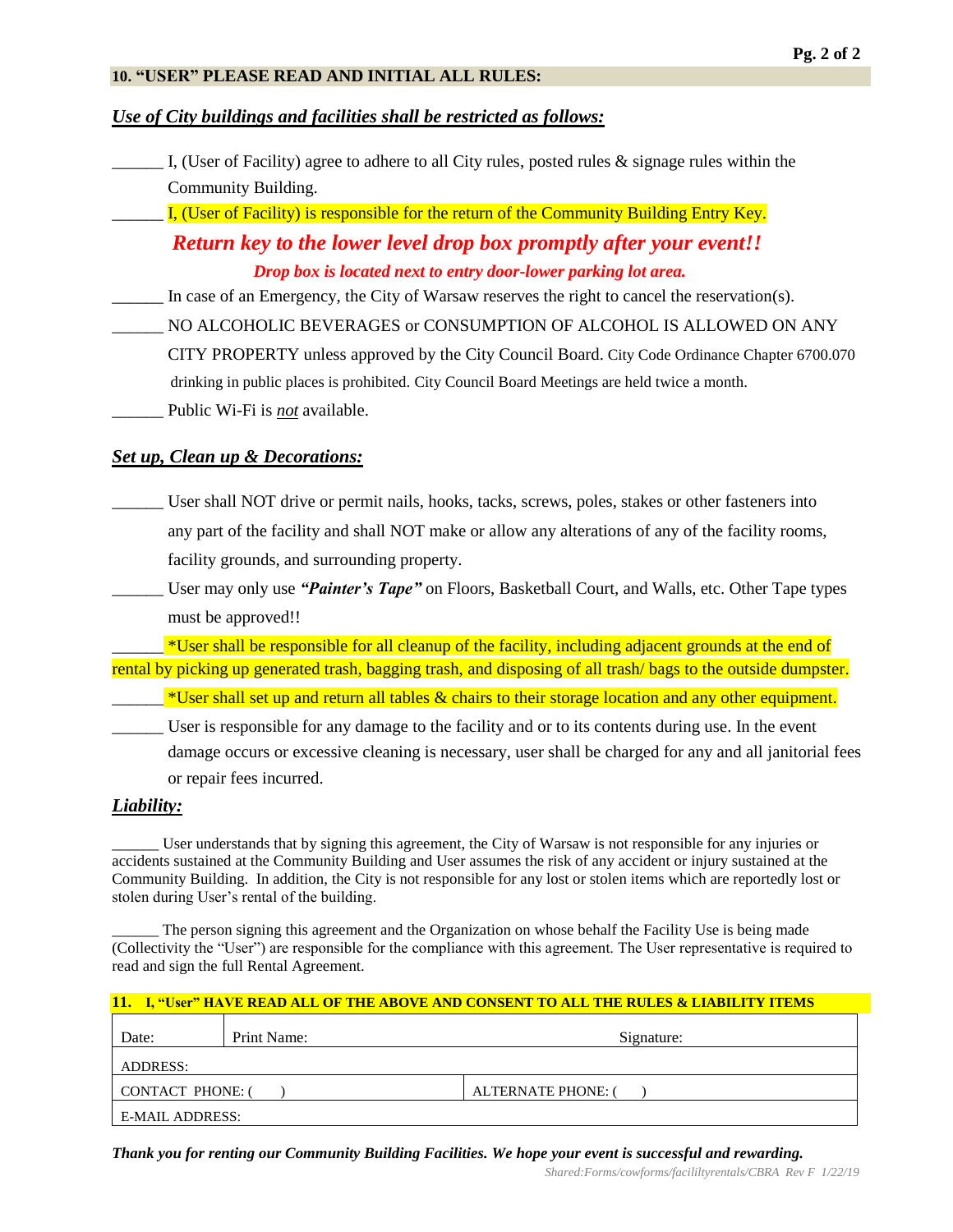## 10. "USER" PLEASE READ AND INITIAL ALL RULES:

***Use of City buildings and facilities shall be restricted as follows:***

______ I, (User of Facility) agree to adhere to all City rules, posted rules & signage rules within the Community Building.

______ I, (User of Facility) is responsible for the return of the Community Building Entry Key.

***Return key to the lower level drop box promptly after your event!!***

***Drop box is located next to entry door-lower parking lot area.***

______ In case of an Emergency, the City of Warsaw reserves the right to cancel the reservation(s).

______ NO ALCOHOLIC BEVERAGES or CONSUMPTION OF ALCOHOL IS ALLOWED ON ANY CITY PROPERTY unless approved by the City Council Board. City Code Ordinance Chapter 6700.070 drinking in public places is prohibited. City Council Board Meetings are held twice a month.

______ Public Wi-Fi is *not* available.

***Set up, Clean up & Decorations:***

______ User shall NOT drive or permit nails, hooks, tacks, screws, poles, stakes or other fasteners into any part of the facility and shall NOT make or allow any alterations of any of the facility rooms, facility grounds, and surrounding property.

______ User may only use ***"Painter's Tape"*** on Floors, Basketball Court, and Walls, etc. Other Tape types must be approved!!

______ *User shall be responsible for all cleanup of the facility, including adjacent grounds at the end of rental by picking up generated trash, bagging trash, and disposing of all trash/ bags to the outside dumpster.

______ *User shall set up and return all tables & chairs to their storage location and any other equipment.

______ User is responsible for any damage to the facility and or to its contents during use. In the event damage occurs or excessive cleaning is necessary, user shall be charged for any and all janitorial fees or repair fees incurred.

***Liability:***

______ User understands that by signing this agreement, the City of Warsaw is not responsible for any injuries or accidents sustained at the Community Building and User assumes the risk of any accident or injury sustained at the Community Building. In addition, the City is not responsible for any lost or stolen items which are reportedly lost or stolen during User's rental of the building.

______ The person signing this agreement and the Organization on whose behalf the Facility Use is being made (Collectivity the "User") are responsible for the compliance with this agreement. The User representative is required to read and sign the full Rental Agreement.

## 11. I, "User" HAVE READ ALL OF THE ABOVE AND CONSENT TO ALL THE RULES & LIABILITY ITEMS

| | | |
|---|---|---|
| Date: | Print Name: | Signature: |
| ADDRESS: | | |
| CONTACT PHONE: ( ) | | ALTERNATE PHONE: ( ) |
| E-MAIL ADDRESS: | | |

***Thank you for renting our Community Building Facilities. We hope your event is successful and rewarding.***

*Shared:Forms/cowforms/facililtyrentals/CBRA Rev F 1/22/19*